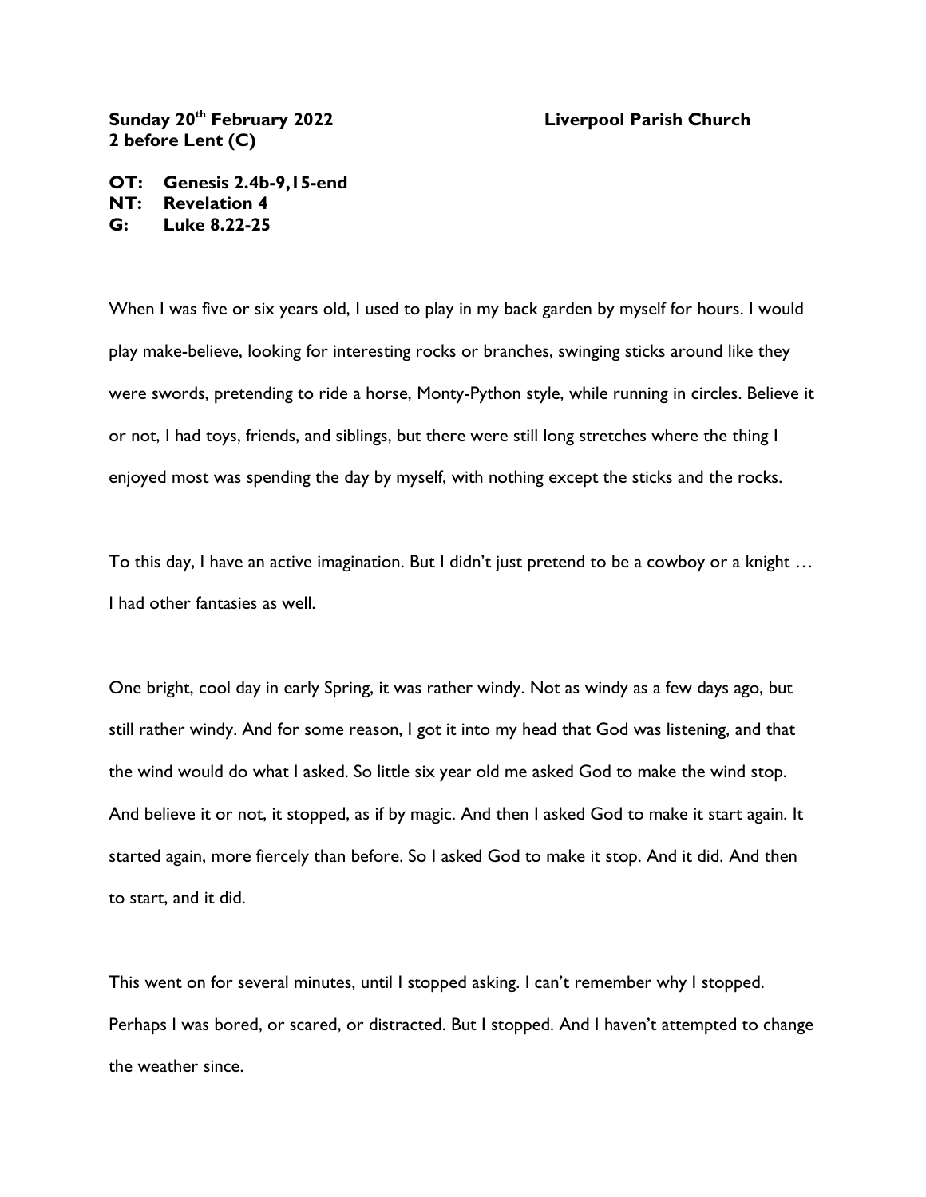**Sunday 20th February 2022** **Liverpool Parish Church**
**2 before Lent (C)**

**OT: Genesis 2.4b-9,15-end**
**NT: Revelation 4**
**G: Luke 8.22-25**

When I was five or six years old, I used to play in my back garden by myself for hours. I would play make-believe, looking for interesting rocks or branches, swinging sticks around like they were swords, pretending to ride a horse, Monty-Python style, while running in circles. Believe it or not, I had toys, friends, and siblings, but there were still long stretches where the thing I enjoyed most was spending the day by myself, with nothing except the sticks and the rocks.

To this day, I have an active imagination. But I didn't just pretend to be a cowboy or a knight … I had other fantasies as well.

One bright, cool day in early Spring, it was rather windy. Not as windy as a few days ago, but still rather windy. And for some reason, I got it into my head that God was listening, and that the wind would do what I asked. So little six year old me asked God to make the wind stop. And believe it or not, it stopped, as if by magic. And then I asked God to make it start again. It started again, more fiercely than before. So I asked God to make it stop. And it did. And then to start, and it did.

This went on for several minutes, until I stopped asking. I can't remember why I stopped. Perhaps I was bored, or scared, or distracted. But I stopped. And I haven't attempted to change the weather since.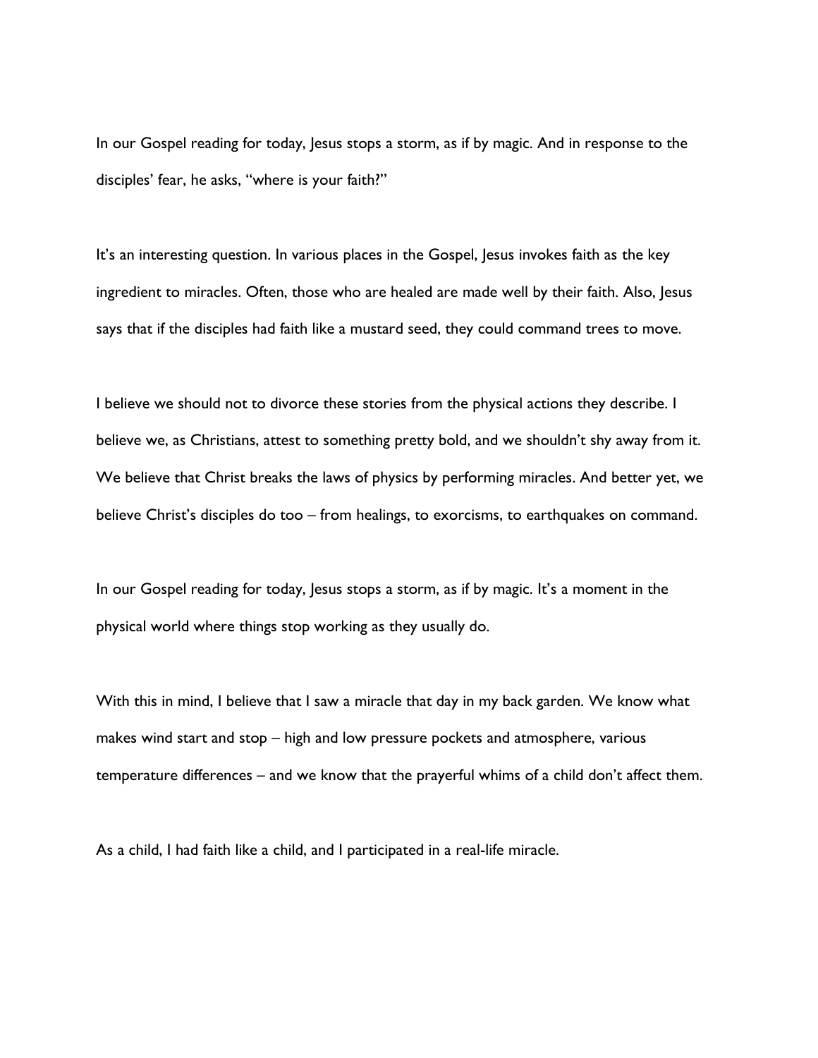In our Gospel reading for today, Jesus stops a storm, as if by magic. And in response to the disciples' fear, he asks, "where is your faith?"

It's an interesting question. In various places in the Gospel, Jesus invokes faith as the key ingredient to miracles. Often, those who are healed are made well by their faith. Also, Jesus says that if the disciples had faith like a mustard seed, they could command trees to move.

I believe we should not to divorce these stories from the physical actions they describe. I believe we, as Christians, attest to something pretty bold, and we shouldn't shy away from it. We believe that Christ breaks the laws of physics by performing miracles. And better yet, we believe Christ's disciples do too – from healings, to exorcisms, to earthquakes on command.

In our Gospel reading for today, Jesus stops a storm, as if by magic. It's a moment in the physical world where things stop working as they usually do.

With this in mind, I believe that I saw a miracle that day in my back garden. We know what makes wind start and stop – high and low pressure pockets and atmosphere, various temperature differences – and we know that the prayerful whims of a child don't affect them.

As a child, I had faith like a child, and I participated in a real-life miracle.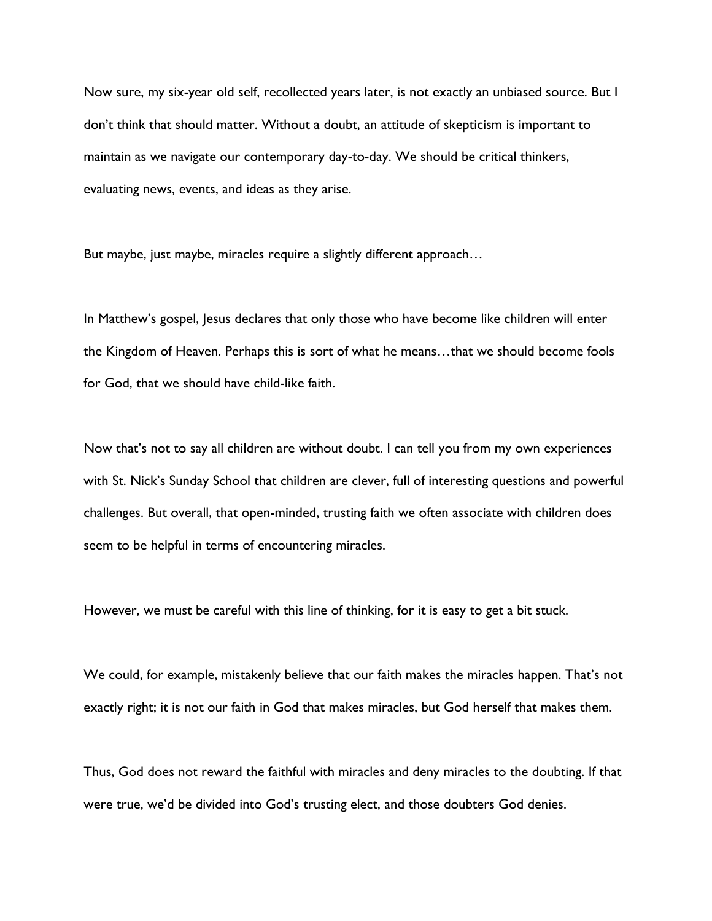Now sure, my six-year old self, recollected years later, is not exactly an unbiased source. But I don't think that should matter. Without a doubt, an attitude of skepticism is important to maintain as we navigate our contemporary day-to-day. We should be critical thinkers, evaluating news, events, and ideas as they arise.

But maybe, just maybe, miracles require a slightly different approach…

In Matthew's gospel, Jesus declares that only those who have become like children will enter the Kingdom of Heaven. Perhaps this is sort of what he means…that we should become fools for God, that we should have child-like faith.

Now that's not to say all children are without doubt. I can tell you from my own experiences with St. Nick's Sunday School that children are clever, full of interesting questions and powerful challenges. But overall, that open-minded, trusting faith we often associate with children does seem to be helpful in terms of encountering miracles.

However, we must be careful with this line of thinking, for it is easy to get a bit stuck.

We could, for example, mistakenly believe that our faith makes the miracles happen. That's not exactly right; it is not our faith in God that makes miracles, but God herself that makes them.

Thus, God does not reward the faithful with miracles and deny miracles to the doubting. If that were true, we'd be divided into God's trusting elect, and those doubters God denies.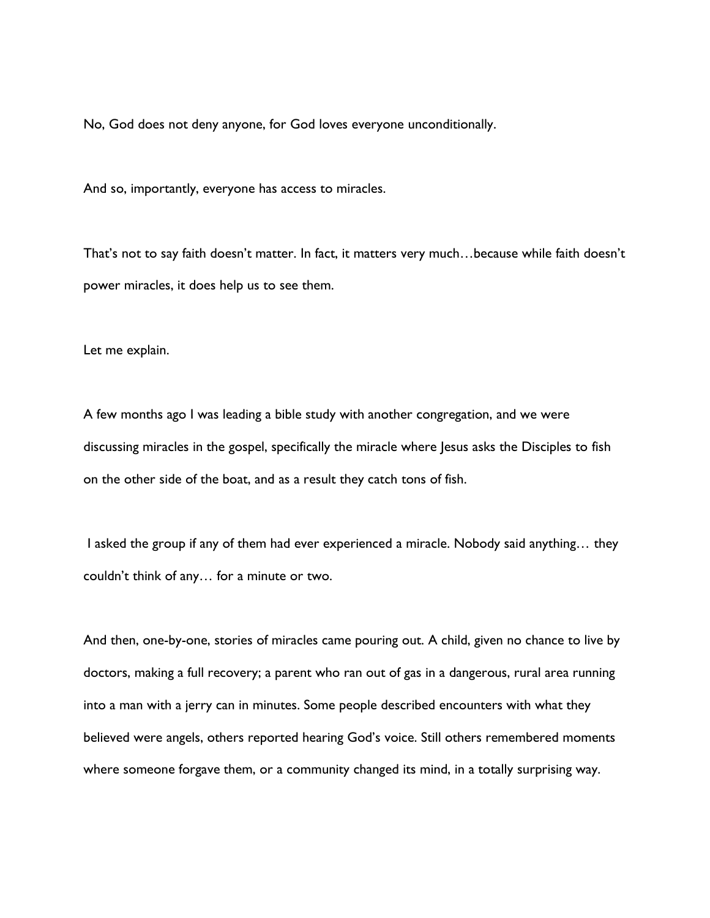No, God does not deny anyone, for God loves everyone unconditionally.

And so, importantly, everyone has access to miracles.

That's not to say faith doesn't matter. In fact, it matters very much…because while faith doesn't power miracles, it does help us to see them.

Let me explain.

A few months ago I was leading a bible study with another congregation, and we were discussing miracles in the gospel, specifically the miracle where Jesus asks the Disciples to fish on the other side of the boat, and as a result they catch tons of fish.

I asked the group if any of them had ever experienced a miracle. Nobody said anything… they couldn't think of any… for a minute or two.

And then, one-by-one, stories of miracles came pouring out. A child, given no chance to live by doctors, making a full recovery; a parent who ran out of gas in a dangerous, rural area running into a man with a jerry can in minutes. Some people described encounters with what they believed were angels, others reported hearing God's voice. Still others remembered moments where someone forgave them, or a community changed its mind, in a totally surprising way.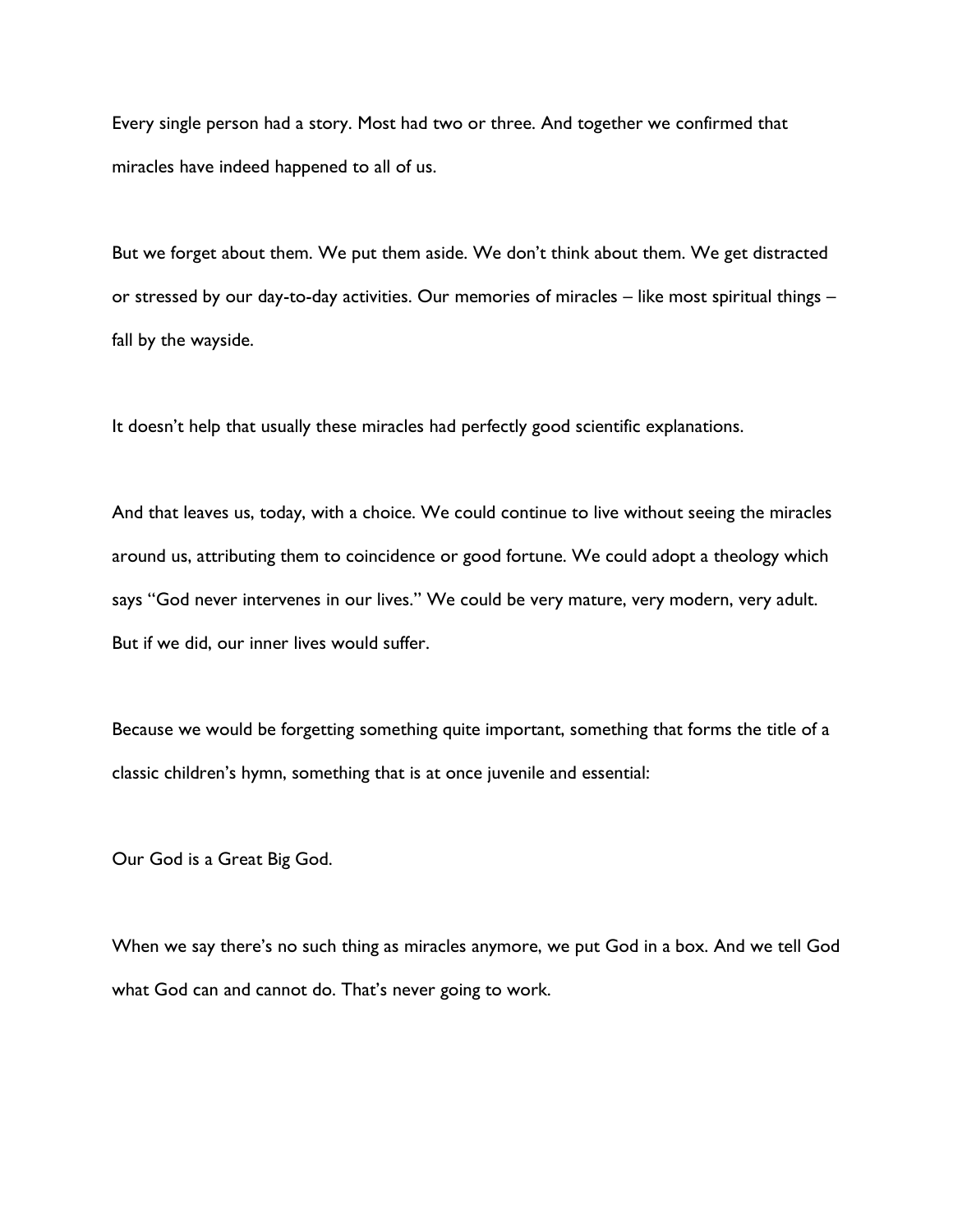Every single person had a story. Most had two or three. And together we confirmed that miracles have indeed happened to all of us.

But we forget about them. We put them aside. We don't think about them. We get distracted or stressed by our day-to-day activities. Our memories of miracles – like most spiritual things – fall by the wayside.

It doesn't help that usually these miracles had perfectly good scientific explanations.

And that leaves us, today, with a choice. We could continue to live without seeing the miracles around us, attributing them to coincidence or good fortune. We could adopt a theology which says "God never intervenes in our lives." We could be very mature, very modern, very adult. But if we did, our inner lives would suffer.

Because we would be forgetting something quite important, something that forms the title of a classic children's hymn, something that is at once juvenile and essential:

Our God is a Great Big God.

When we say there's no such thing as miracles anymore, we put God in a box. And we tell God what God can and cannot do. That's never going to work.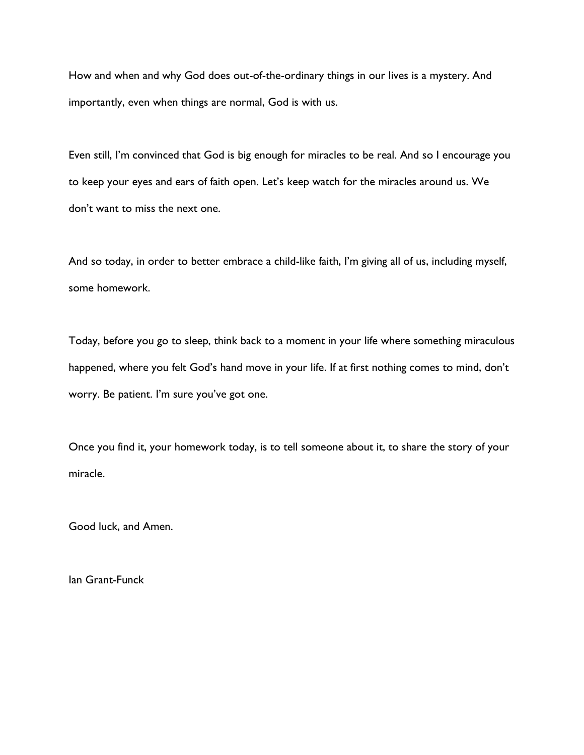How and when and why God does out-of-the-ordinary things in our lives is a mystery. And importantly, even when things are normal, God is with us.

Even still, I'm convinced that God is big enough for miracles to be real. And so I encourage you to keep your eyes and ears of faith open. Let's keep watch for the miracles around us. We don't want to miss the next one.

And so today, in order to better embrace a child-like faith, I'm giving all of us, including myself, some homework.

Today, before you go to sleep, think back to a moment in your life where something miraculous happened, where you felt God's hand move in your life. If at first nothing comes to mind, don't worry. Be patient. I'm sure you've got one.

Once you find it, your homework today, is to tell someone about it, to share the story of your miracle.

Good luck, and Amen.

Ian Grant-Funck